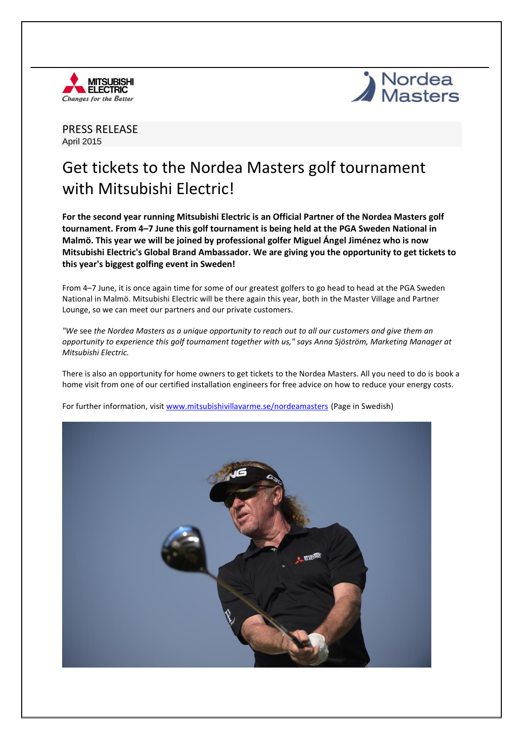PRESS RELEASE
April 2015

# Get tickets to the Nordea Masters golf tournament with Mitsubishi Electric!

**For the second year running Mitsubishi Electric is an Official Partner of the Nordea Masters golf tournament. From 4–7 June this golf tournament is being held at the PGA Sweden National in Malmö. This year we will be joined by professional golfer Miguel Ángel Jiménez who is now Mitsubishi Electric's Global Brand Ambassador. We are giving you the opportunity to get tickets to this year's biggest golfing event in Sweden!**

From 4–7 June, it is once again time for some of our greatest golfers to go head to head at the PGA Sweden National in Malmö. Mitsubishi Electric will be there again this year, both in the Master Village and Partner Lounge, so we can meet our partners and our private customers.

*"We see the Nordea Masters as a unique opportunity to reach out to all our customers and give them an opportunity to experience this golf tournament together with us," says Anna Sjöström, Marketing Manager at Mitsubishi Electric.*

There is also an opportunity for home owners to get tickets to the Nordea Masters. All you need to do is book a home visit from one of our certified installation engineers for free advice on how to reduce your energy costs.

For further information, visit [www.mitsubishivillavarme.se/nordeamasters](http://www.mitsubishivillavarme.se/nordeamasters) (Page in Swedish)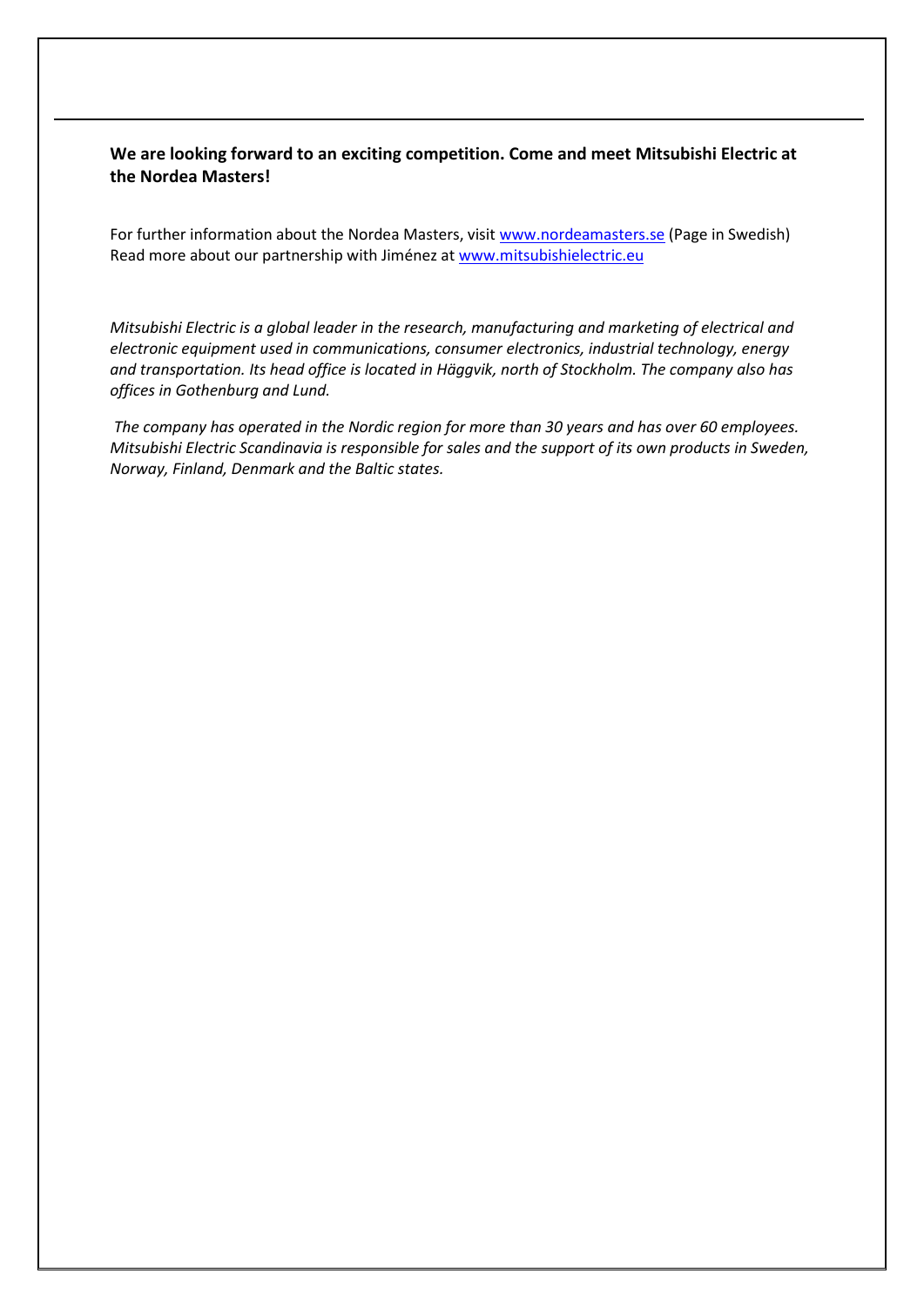**We are looking forward to an exciting competition. Come and meet Mitsubishi Electric at the Nordea Masters!**

For further information about the Nordea Masters, visit www.nordeamasters.se (Page in Swedish)
Read more about our partnership with Jiménez at www.mitsubishielectric.eu

*Mitsubishi Electric is a global leader in the research, manufacturing and marketing of electrical and electronic equipment used in communications, consumer electronics, industrial technology, energy and transportation. Its head office is located in Häggvik, north of Stockholm. The company also has offices in Gothenburg and Lund.*

*The company has operated in the Nordic region for more than 30 years and has over 60 employees. Mitsubishi Electric Scandinavia is responsible for sales and the support of its own products in Sweden, Norway, Finland, Denmark and the Baltic states.*